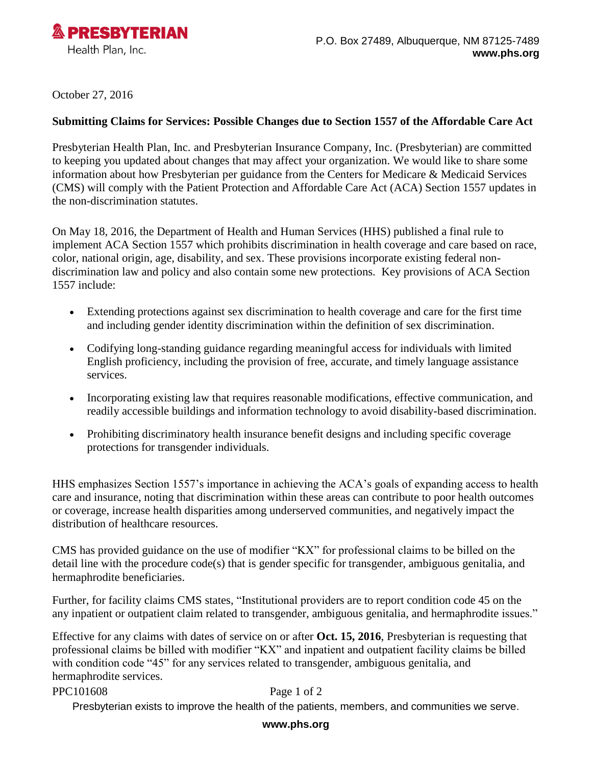**PRESBYTERIAN**
Health Plan, Inc.

P.O. Box 27489, Albuquerque, NM 87125-7489
**www.phs.org**

October 27, 2016

**Submitting Claims for Services: Possible Changes due to Section 1557 of the Affordable Care Act**

Presbyterian Health Plan, Inc. and Presbyterian Insurance Company, Inc. (Presbyterian) are committed to keeping you updated about changes that may affect your organization. We would like to share some information about how Presbyterian per guidance from the Centers for Medicare & Medicaid Services (CMS) will comply with the Patient Protection and Affordable Care Act (ACA) Section 1557 updates in the non-discrimination statutes.

On May 18, 2016, the Department of Health and Human Services (HHS) published a final rule to implement ACA Section 1557 which prohibits discrimination in health coverage and care based on race, color, national origin, age, disability, and sex. These provisions incorporate existing federal non-discrimination law and policy and also contain some new protections. Key provisions of ACA Section 1557 include:

- Extending protections against sex discrimination to health coverage and care for the first time and including gender identity discrimination within the definition of sex discrimination.
- Codifying long-standing guidance regarding meaningful access for individuals with limited English proficiency, including the provision of free, accurate, and timely language assistance services.
- Incorporating existing law that requires reasonable modifications, effective communication, and readily accessible buildings and information technology to avoid disability-based discrimination.
- Prohibiting discriminatory health insurance benefit designs and including specific coverage protections for transgender individuals.

HHS emphasizes Section 1557's importance in achieving the ACA's goals of expanding access to health care and insurance, noting that discrimination within these areas can contribute to poor health outcomes or coverage, increase health disparities among underserved communities, and negatively impact the distribution of healthcare resources.

CMS has provided guidance on the use of modifier "KX" for professional claims to be billed on the detail line with the procedure code(s) that is gender specific for transgender, ambiguous genitalia, and hermaphrodite beneficiaries.

Further, for facility claims CMS states, "Institutional providers are to report condition code 45 on the any inpatient or outpatient claim related to transgender, ambiguous genitalia, and hermaphrodite issues."

Effective for any claims with dates of service on or after **Oct. 15, 2016**, Presbyterian is requesting that professional claims be billed with modifier "KX" and inpatient and outpatient facility claims be billed with condition code "45" for any services related to transgender, ambiguous genitalia, and hermaphrodite services.

PPC101608

Presbyterian exists to improve the health of the patients, members, and communities we serve.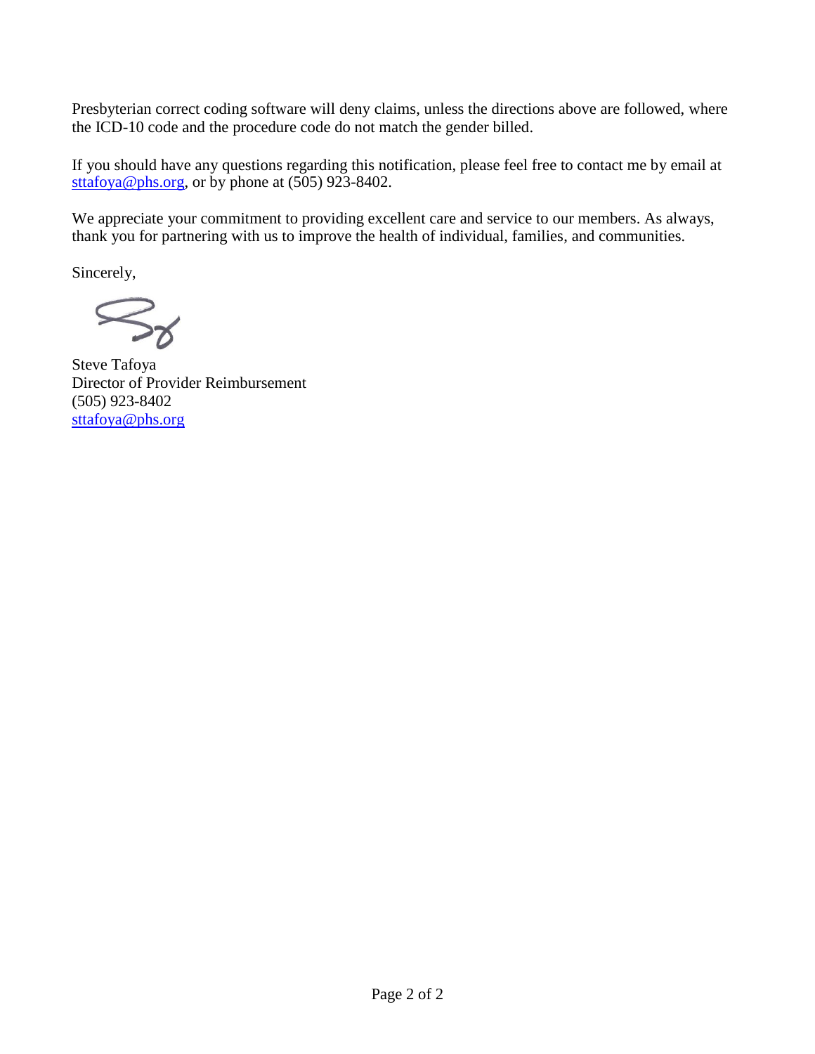Presbyterian correct coding software will deny claims, unless the directions above are followed, where the ICD-10 code and the procedure code do not match the gender billed.

If you should have any questions regarding this notification, please feel free to contact me by email at sttafoya@phs.org, or by phone at (505) 923-8402.

We appreciate your commitment to providing excellent care and service to our members. As always, thank you for partnering with us to improve the health of individual, families, and communities.

Sincerely,

Steve Tafoya
Director of Provider Reimbursement
(505) 923-8402
sttafoya@phs.org